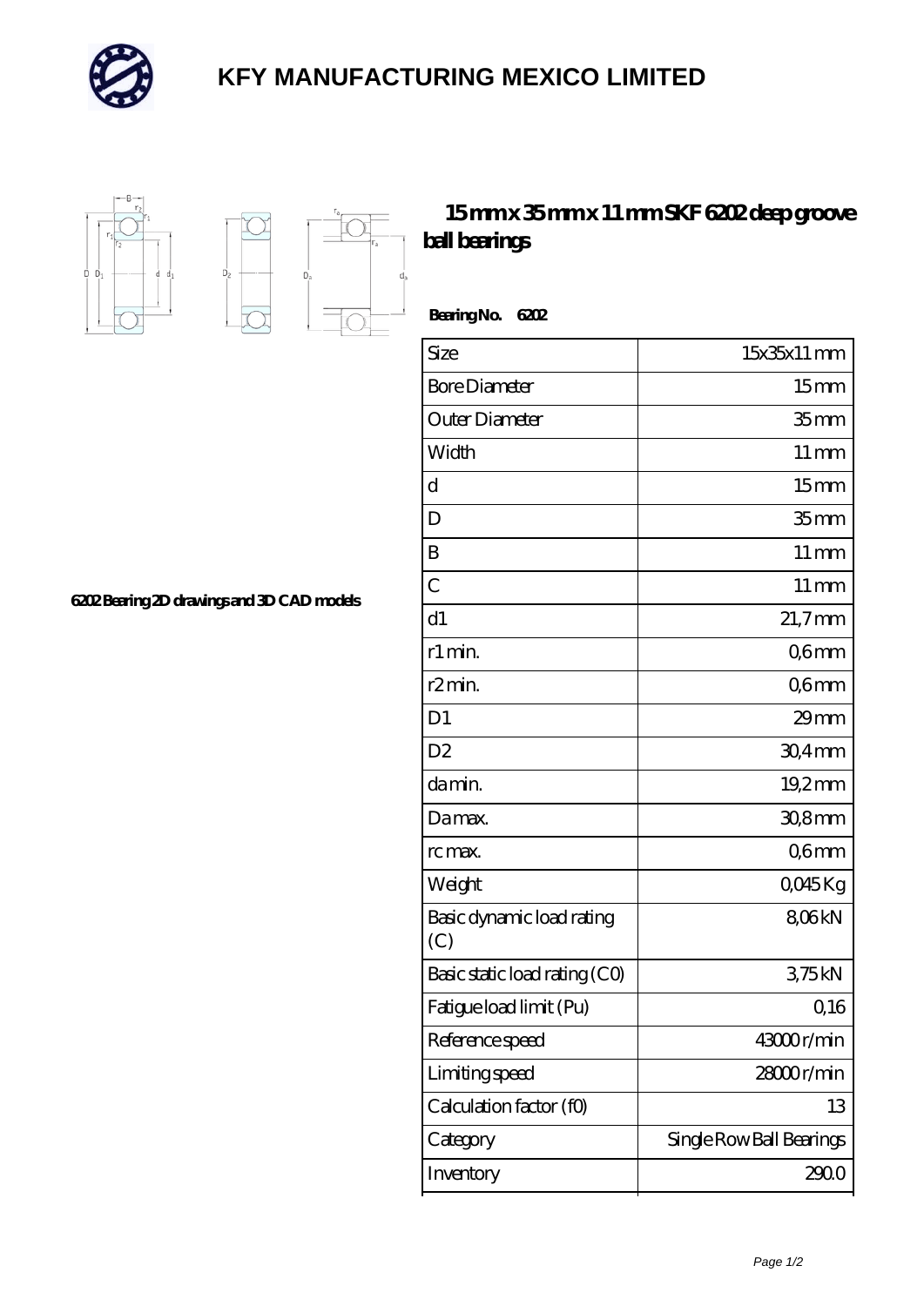# KFY MANUFACTURING MEXICO LIMITED

## 15 mm x 35 mm x 11 mm SKF 6202 deep groove ball bearings

6202 Bearing 2D drawings and 3D CAD models

**Bearing No. 6202**

| Size | 15x35x11 mm |
|---|---|
| Bore Diameter | 15 mm |
| Outer Diameter | 35 mm |
| Width | 11 mm |
| d | 15 mm |
| D | 35 mm |
| B | 11 mm |
| C | 11 mm |
| d1 | 21,7 mm |
| r1 min. | 0,6 mm |
| r2 min. | 0,6 mm |
| D1 | 29 mm |
| D2 | 30,4 mm |
| da min. | 19,2 mm |
| Da max. | 30,8 mm |
| rc max. | 0,6 mm |
| Weight | 0,045 Kg |
| Basic dynamic load rating (C) | 8,06 kN |
| Basic static load rating (C0) | 3,75 kN |
| Fatigue load limit (Pu) | 0,16 |
| Reference speed | 43000 r/min |
| Limiting speed | 28000 r/min |
| Calculation factor (f0) | 13 |
| Category | Single Row Ball Bearings |
| Inventory | 290.0 |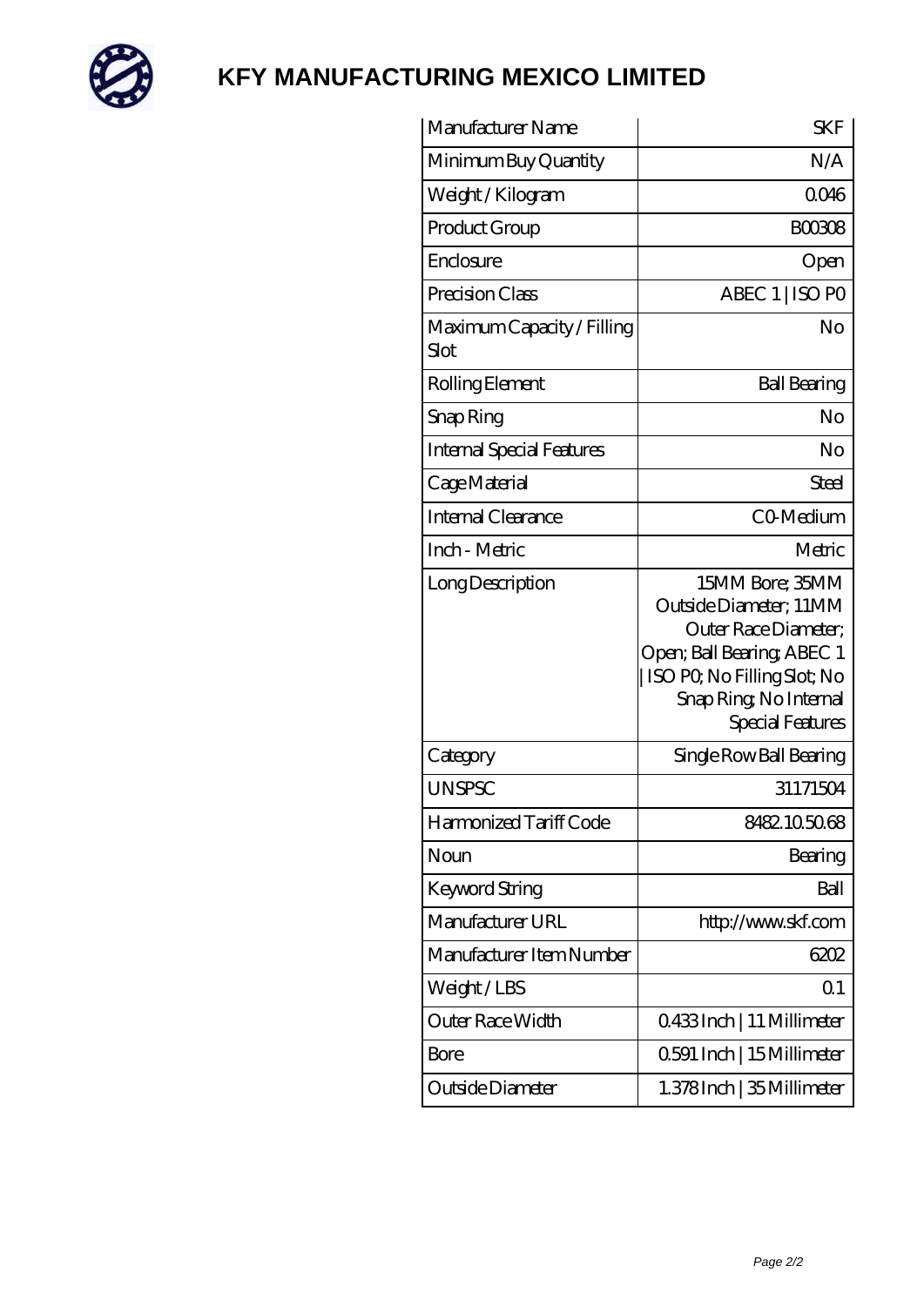# KFY MANUFACTURING MEXICO LIMITED

| | |
|---|---|
| Manufacturer Name | SKF |
| Minimum Buy Quantity | N/A |
| Weight / Kilogram | 0.046 |
| Product Group | B00308 |
| Enclosure | Open |
| Precision Class | ABEC 1 \| ISO P0 |
| Maximum Capacity / Filling Slot | No |
| Rolling Element | Ball Bearing |
| Snap Ring | No |
| Internal Special Features | No |
| Cage Material | Steel |
| Internal Clearance | C0-Medium |
| Inch - Metric | Metric |
| Long Description | 15MM Bore; 35MM Outside Diameter; 11MM Outer Race Diameter; Open; Ball Bearing; ABEC 1 \| ISO P0; No Filling Slot; No Snap Ring; No Internal Special Features |
| Category | Single Row Ball Bearing |
| UNSPSC | 31171504 |
| Harmonized Tariff Code | 8482.10.50.68 |
| Noun | Bearing |
| Keyword String | Ball |
| Manufacturer URL | http://www.skf.com |
| Manufacturer Item Number | 6202 |
| Weight / LBS | 0.1 |
| Outer Race Width | 0.433 Inch \| 11 Millimeter |
| Bore | 0.591 Inch \| 15 Millimeter |
| Outside Diameter | 1.378 Inch \| 35 Millimeter |